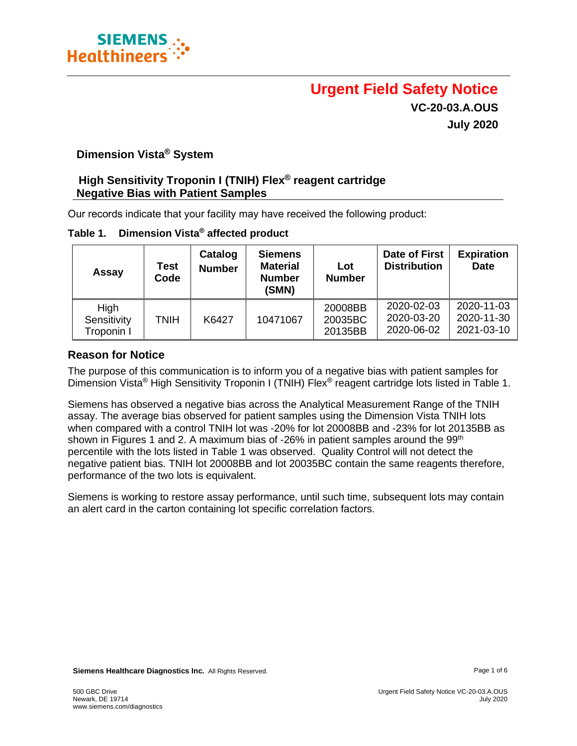SIEMENS Healthineers

# Urgent Field Safety Notice

**VC-20-03.A.OUS**

**July 2020**

## Dimension Vista® System

## High Sensitivity Troponin I (TNIH) Flex® reagent cartridge Negative Bias with Patient Samples

Our records indicate that your facility may have received the following product:

**Table 1. Dimension Vista® affected product**

| Assay | Test Code | Catalog Number | Siemens Material Number (SMN) | Lot Number | Date of First Distribution | Expiration Date |
|---|---|---|---|---|---|---|
| High Sensitivity Troponin I | TNIH | K6427 | 10471067 | 20008BB<br>20035BC<br>20135BB | 2020-02-03<br>2020-03-20<br>2020-06-02 | 2020-11-03<br>2020-11-30<br>2021-03-10 |

### Reason for Notice

The purpose of this communication is to inform you of a negative bias with patient samples for Dimension Vista® High Sensitivity Troponin I (TNIH) Flex® reagent cartridge lots listed in Table 1.

Siemens has observed a negative bias across the Analytical Measurement Range of the TNIH assay. The average bias observed for patient samples using the Dimension Vista TNIH lots when compared with a control TNIH lot was -20% for lot 20008BB and -23% for lot 20135BB as shown in Figures 1 and 2. A maximum bias of -26% in patient samples around the 99th percentile with the lots listed in Table 1 was observed. Quality Control will not detect the negative patient bias. TNIH lot 20008BB and lot 20035BC contain the same reagents therefore, performance of the two lots is equivalent.

Siemens is working to restore assay performance, until such time, subsequent lots may contain an alert card in the carton containing lot specific correlation factors.

**Siemens Healthcare Diagnostics Inc.** All Rights Reserved.

500 GBC Drive
Newark, DE 19714
www.siemens.com/diagnostics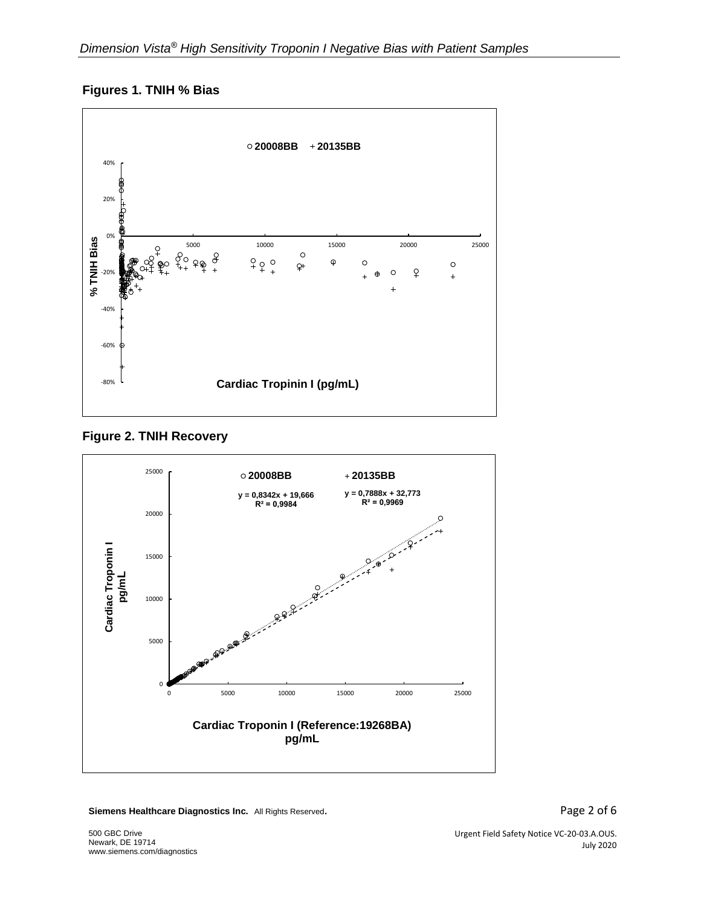**Figures 1. TNIH % Bias**

**Figure 2. TNIH Recovery**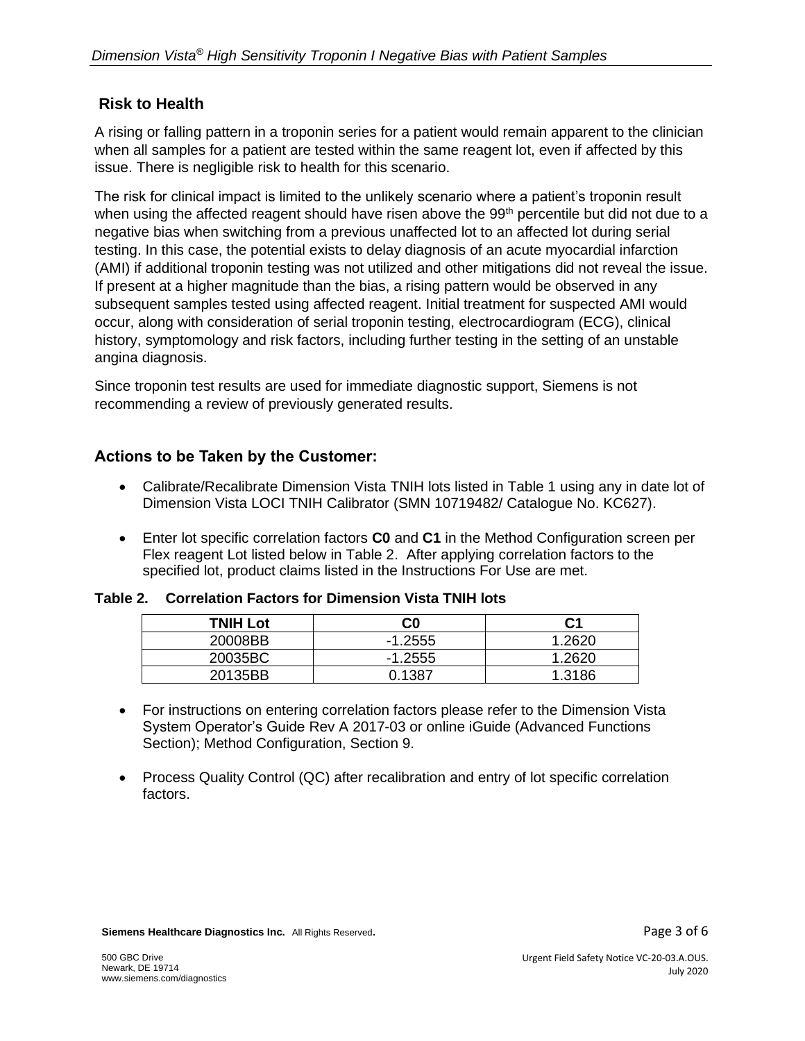## Risk to Health

A rising or falling pattern in a troponin series for a patient would remain apparent to the clinician when all samples for a patient are tested within the same reagent lot, even if affected by this issue. There is negligible risk to health for this scenario.

The risk for clinical impact is limited to the unlikely scenario where a patient's troponin result when using the affected reagent should have risen above the 99th percentile but did not due to a negative bias when switching from a previous unaffected lot to an affected lot during serial testing. In this case, the potential exists to delay diagnosis of an acute myocardial infarction (AMI) if additional troponin testing was not utilized and other mitigations did not reveal the issue. If present at a higher magnitude than the bias, a rising pattern would be observed in any subsequent samples tested using affected reagent. Initial treatment for suspected AMI would occur, along with consideration of serial troponin testing, electrocardiogram (ECG), clinical history, symptomology and risk factors, including further testing in the setting of an unstable angina diagnosis.

Since troponin test results are used for immediate diagnostic support, Siemens is not recommending a review of previously generated results.

## Actions to be Taken by the Customer:

- Calibrate/Recalibrate Dimension Vista TNIH lots listed in Table 1 using any in date lot of Dimension Vista LOCI TNIH Calibrator (SMN 10719482/ Catalogue No. KC627).
- Enter lot specific correlation factors **C0** and **C1** in the Method Configuration screen per Flex reagent Lot listed below in Table 2. After applying correlation factors to the specified lot, product claims listed in the Instructions For Use are met.

**Table 2. Correlation Factors for Dimension Vista TNIH lots**

| TNIH Lot | C0 | C1 |
|---|---|---|
| 20008BB | -1.2555 | 1.2620 |
| 20035BC | -1.2555 | 1.2620 |
| 20135BB | 0.1387 | 1.3186 |

- For instructions on entering correlation factors please refer to the Dimension Vista System Operator's Guide Rev A 2017-03 or online iGuide (Advanced Functions Section); Method Configuration, Section 9.
- Process Quality Control (QC) after recalibration and entry of lot specific correlation factors.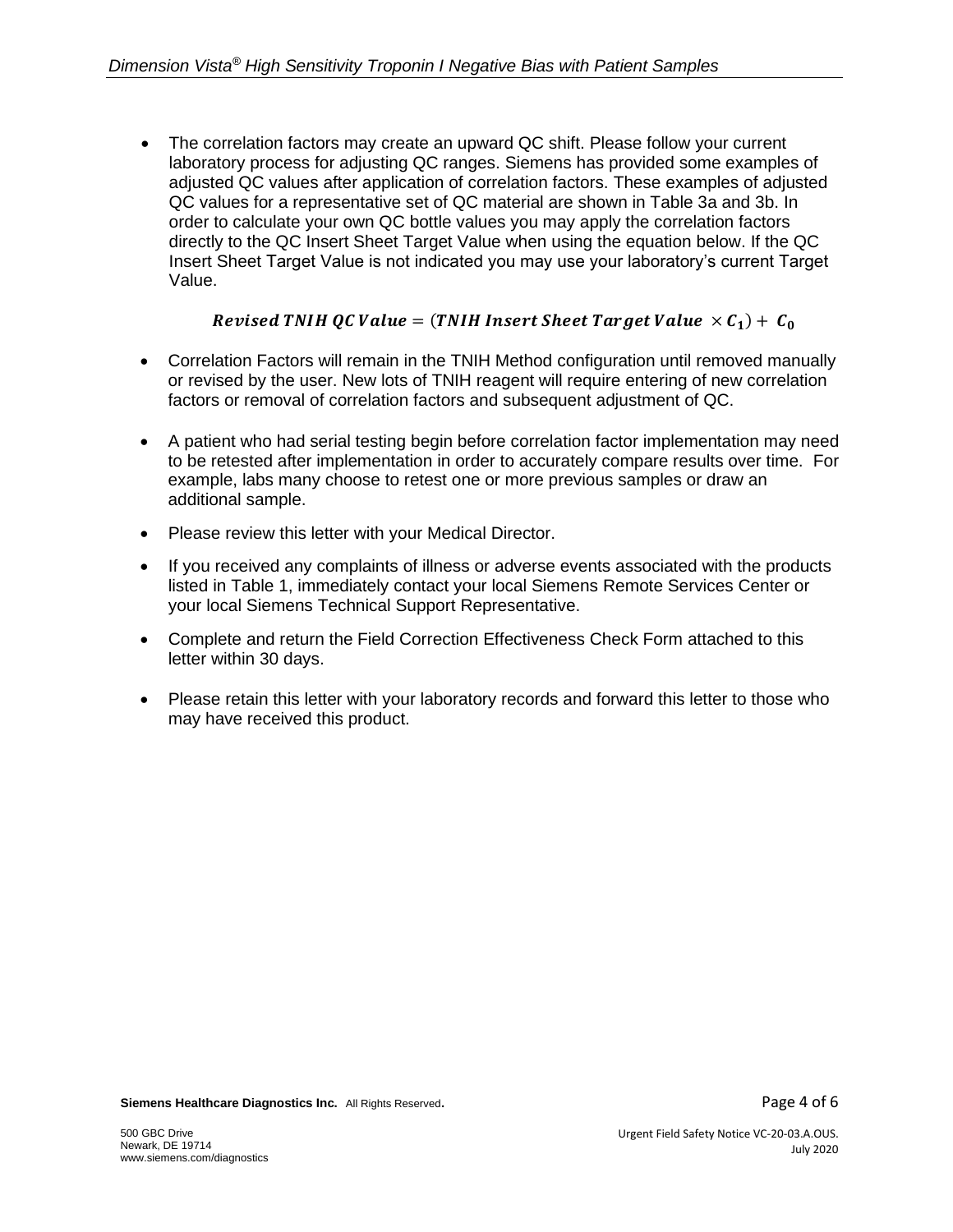- The correlation factors may create an upward QC shift. Please follow your current laboratory process for adjusting QC ranges. Siemens has provided some examples of adjusted QC values after application of correlation factors. These examples of adjusted QC values for a representative set of QC material are shown in Table 3a and 3b. In order to calculate your own QC bottle values you may apply the correlation factors directly to the QC Insert Sheet Target Value when using the equation below. If the QC Insert Sheet Target Value is not indicated you may use your laboratory's current Target Value.

$$\textbf{Revised TNIH QC Value} = (\textbf{TNIH Insert Sheet Target Value} \times \boldsymbol{C_1}) + \boldsymbol{C_0}$$

- Correlation Factors will remain in the TNIH Method configuration until removed manually or revised by the user. New lots of TNIH reagent will require entering of new correlation factors or removal of correlation factors and subsequent adjustment of QC.

- A patient who had serial testing begin before correlation factor implementation may need to be retested after implementation in order to accurately compare results over time. For example, labs many choose to retest one or more previous samples or draw an additional sample.

- Please review this letter with your Medical Director.

- If you received any complaints of illness or adverse events associated with the products listed in Table 1, immediately contact your local Siemens Remote Services Center or your local Siemens Technical Support Representative.

- Complete and return the Field Correction Effectiveness Check Form attached to this letter within 30 days.

- Please retain this letter with your laboratory records and forward this letter to those who may have received this product.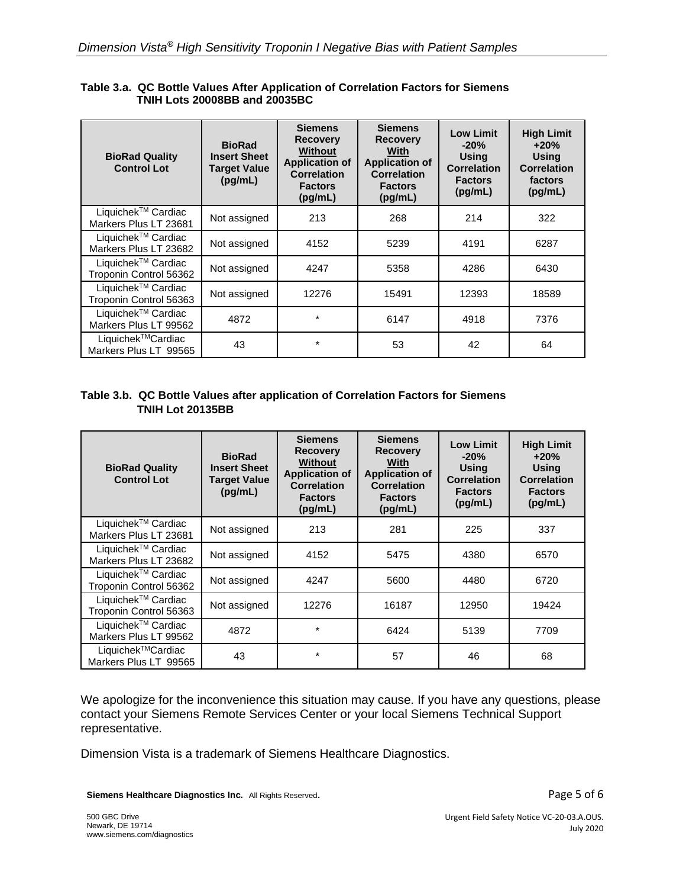**Table 3.a. QC Bottle Values After Application of Correlation Factors for Siemens TNIH Lots 20008BB and 20035BC**

| BioRad Quality Control Lot | BioRad Insert Sheet Target Value (pg/mL) | Siemens Recovery Without Application of Correlation Factors (pg/mL) | Siemens Recovery With Application of Correlation Factors (pg/mL) | Low Limit -20% Using Correlation Factors (pg/mL) | High Limit +20% Using Correlation factors (pg/mL) |
|---|---|---|---|---|---|
| Liquichek™ Cardiac Markers Plus LT 23681 | Not assigned | 213 | 268 | 214 | 322 |
| Liquichek™ Cardiac Markers Plus LT 23682 | Not assigned | 4152 | 5239 | 4191 | 6287 |
| Liquichek™ Cardiac Troponin Control 56362 | Not assigned | 4247 | 5358 | 4286 | 6430 |
| Liquichek™ Cardiac Troponin Control 56363 | Not assigned | 12276 | 15491 | 12393 | 18589 |
| Liquichek™ Cardiac Markers Plus LT 99562 | 4872 | * | 6147 | 4918 | 7376 |
| Liquichek™Cardiac Markers Plus LT 99565 | 43 | * | 53 | 42 | 64 |

**Table 3.b. QC Bottle Values after application of Correlation Factors for Siemens TNIH Lot 20135BB**

| BioRad Quality Control Lot | BioRad Insert Sheet Target Value (pg/mL) | Siemens Recovery Without Application of Correlation Factors (pg/mL) | Siemens Recovery With Application of Correlation Factors (pg/mL) | Low Limit -20% Using Correlation Factors (pg/mL) | High Limit +20% Using Correlation Factors (pg/mL) |
|---|---|---|---|---|---|
| Liquichek™ Cardiac Markers Plus LT 23681 | Not assigned | 213 | 281 | 225 | 337 |
| Liquichek™ Cardiac Markers Plus LT 23682 | Not assigned | 4152 | 5475 | 4380 | 6570 |
| Liquichek™ Cardiac Troponin Control 56362 | Not assigned | 4247 | 5600 | 4480 | 6720 |
| Liquichek™ Cardiac Troponin Control 56363 | Not assigned | 12276 | 16187 | 12950 | 19424 |
| Liquichek™ Cardiac Markers Plus LT 99562 | 4872 | * | 6424 | 5139 | 7709 |
| Liquichek™Cardiac Markers Plus LT 99565 | 43 | * | 57 | 46 | 68 |

We apologize for the inconvenience this situation may cause. If you have any questions, please contact your Siemens Remote Services Center or your local Siemens Technical Support representative.

Dimension Vista is a trademark of Siemens Healthcare Diagnostics.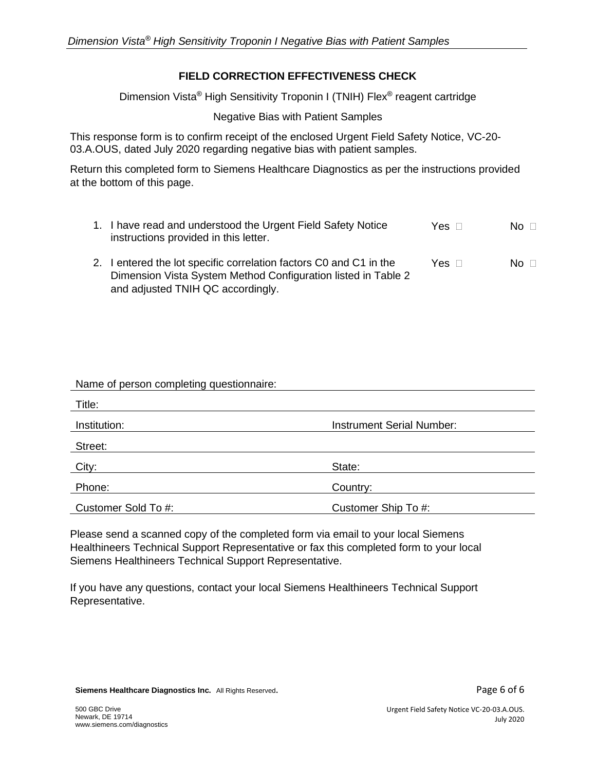## FIELD CORRECTION EFFECTIVENESS CHECK

Dimension Vista® High Sensitivity Troponin I (TNIH) Flex® reagent cartridge

Negative Bias with Patient Samples

This response form is to confirm receipt of the enclosed Urgent Field Safety Notice, VC-20-03.A.OUS, dated July 2020 regarding negative bias with patient samples.

Return this completed form to Siemens Healthcare Diagnostics as per the instructions provided at the bottom of this page.

| | | |
|---|---|---|
| 1. I have read and understood the Urgent Field Safety Notice instructions provided in this letter. | Yes ☐ | No ☐ |
| 2. I entered the lot specific correlation factors C0 and C1 in the Dimension Vista System Method Configuration listed in Table 2 and adjusted TNIH QC accordingly. | Yes ☐ | No ☐ |

| | |
|---|---|
| Name of person completing questionnaire: | |
| Title: | |
| Institution: | Instrument Serial Number: |
| Street: | |
| City: | State: |
| Phone: | Country: |
| Customer Sold To #: | Customer Ship To #: |

Please send a scanned copy of the completed form via email to your local Siemens Healthineers Technical Support Representative or fax this completed form to your local Siemens Healthineers Technical Support Representative.

If you have any questions, contact your local Siemens Healthineers Technical Support Representative.